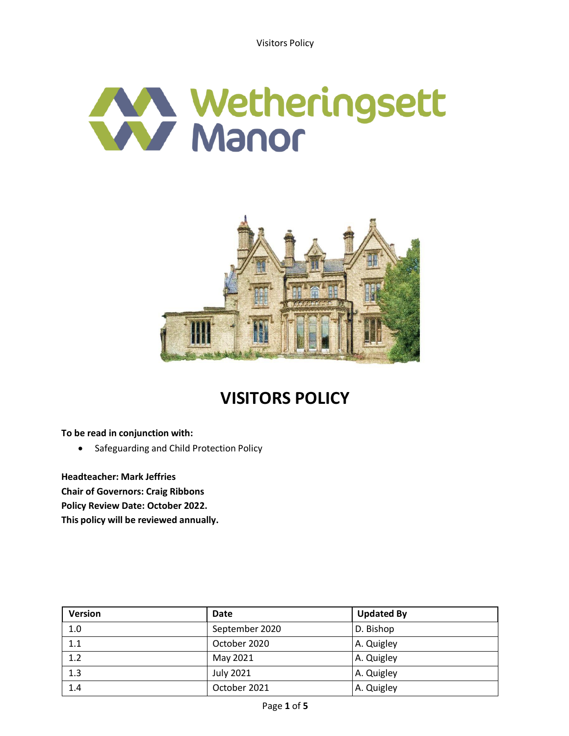# VISITORS POLICY

**To be read in conjunction with:**

- Safeguarding and Child Protection Policy

**Headteacher: Mark Jeffries**
**Chair of Governors: Craig Ribbons**
**Policy Review Date: October 2022.**
**This policy will be reviewed annually.**

| Version | Date | Updated By |
|---|---|---|
| 1.0 | September 2020 | D. Bishop |
| 1.1 | October 2020 | A. Quigley |
| 1.2 | May 2021 | A. Quigley |
| 1.3 | July 2021 | A. Quigley |
| 1.4 | October 2021 | A. Quigley |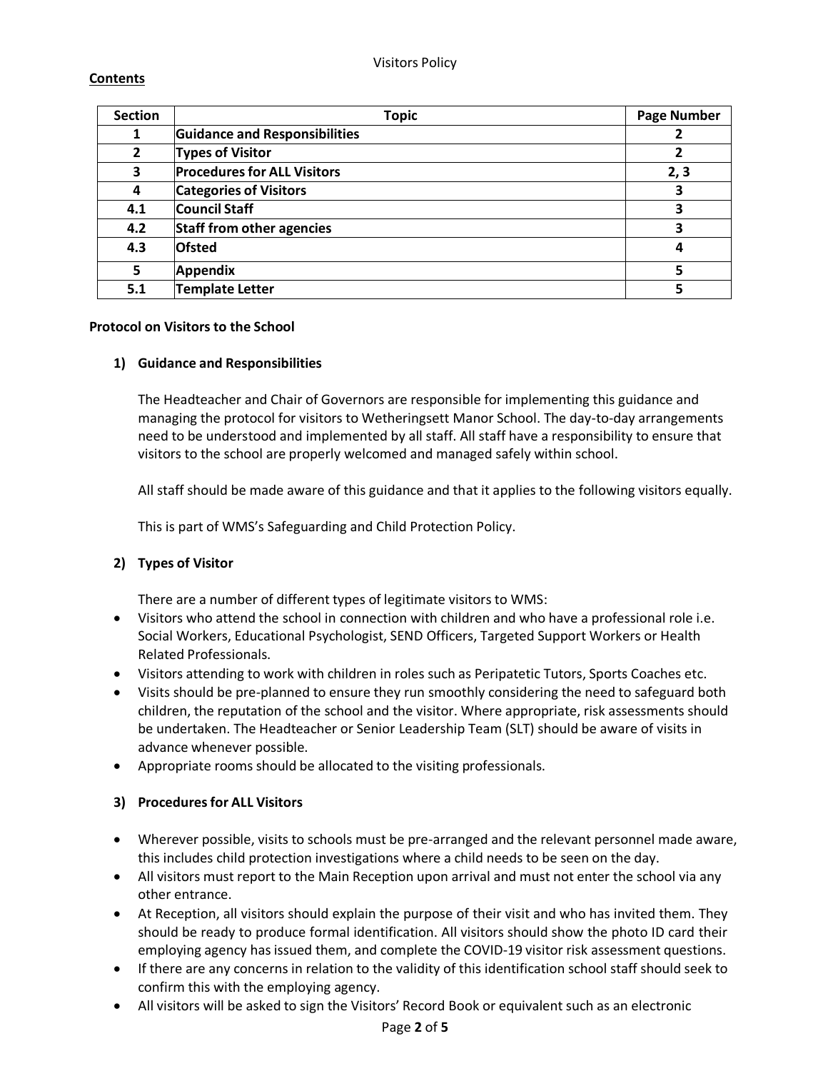**Contents**

| Section | Topic | Page Number |
| --- | --- | --- |
| 1 | **Guidance and Responsibilities** | 2 |
| 2 | **Types of Visitor** | 2 |
| 3 | **Procedures for ALL Visitors** | 2, 3 |
| 4 | **Categories of Visitors** | 3 |
| 4.1 | **Council Staff** | 3 |
| 4.2 | **Staff from other agencies** | 3 |
| 4.3 | **Ofsted** | 4 |
| 5 | **Appendix** | 5 |
| 5.1 | **Template Letter** | 5 |

## Protocol on Visitors to the School

### 1) Guidance and Responsibilities

The Headteacher and Chair of Governors are responsible for implementing this guidance and managing the protocol for visitors to Wetheringsett Manor School. The day-to-day arrangements need to be understood and implemented by all staff. All staff have a responsibility to ensure that visitors to the school are properly welcomed and managed safely within school.

All staff should be made aware of this guidance and that it applies to the following visitors equally.

This is part of WMS's Safeguarding and Child Protection Policy.

### 2) Types of Visitor

There are a number of different types of legitimate visitors to WMS:

- Visitors who attend the school in connection with children and who have a professional role i.e. Social Workers, Educational Psychologist, SEND Officers, Targeted Support Workers or Health Related Professionals.
- Visitors attending to work with children in roles such as Peripatetic Tutors, Sports Coaches etc.
- Visits should be pre-planned to ensure they run smoothly considering the need to safeguard both children, the reputation of the school and the visitor. Where appropriate, risk assessments should be undertaken. The Headteacher or Senior Leadership Team (SLT) should be aware of visits in advance whenever possible.
- Appropriate rooms should be allocated to the visiting professionals.

### 3) Procedures for ALL Visitors

- Wherever possible, visits to schools must be pre-arranged and the relevant personnel made aware, this includes child protection investigations where a child needs to be seen on the day.
- All visitors must report to the Main Reception upon arrival and must not enter the school via any other entrance.
- At Reception, all visitors should explain the purpose of their visit and who has invited them. They should be ready to produce formal identification. All visitors should show the photo ID card their employing agency has issued them, and complete the COVID-19 visitor risk assessment questions.
- If there are any concerns in relation to the validity of this identification school staff should seek to confirm this with the employing agency.
- All visitors will be asked to sign the Visitors' Record Book or equivalent such as an electronic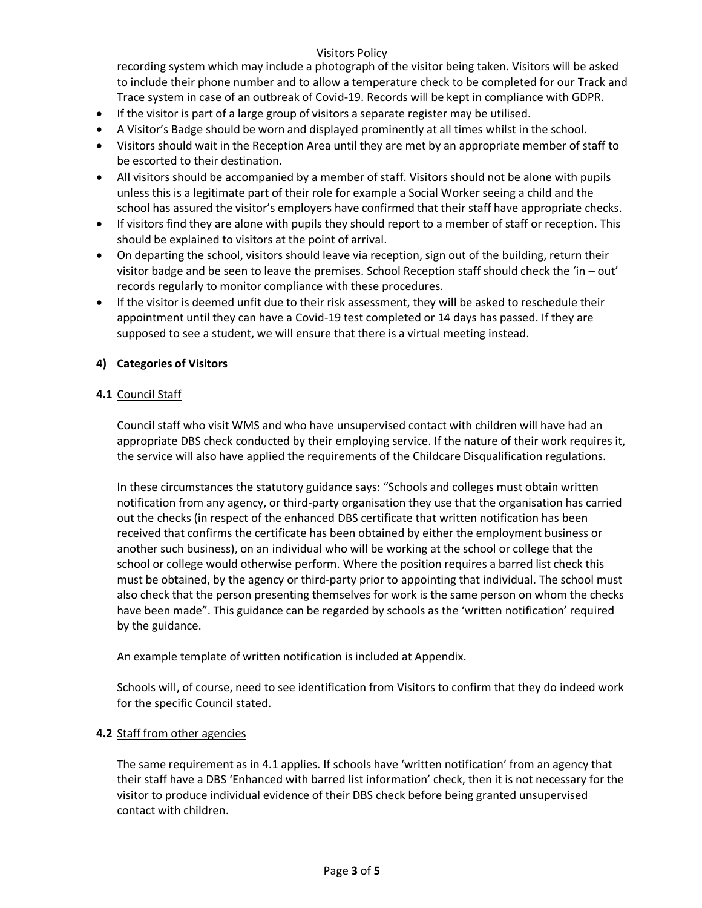recording system which may include a photograph of the visitor being taken. Visitors will be asked to include their phone number and to allow a temperature check to be completed for our Track and Trace system in case of an outbreak of Covid-19. Records will be kept in compliance with GDPR.

- If the visitor is part of a large group of visitors a separate register may be utilised.
- A Visitor's Badge should be worn and displayed prominently at all times whilst in the school.
- Visitors should wait in the Reception Area until they are met by an appropriate member of staff to be escorted to their destination.
- All visitors should be accompanied by a member of staff. Visitors should not be alone with pupils unless this is a legitimate part of their role for example a Social Worker seeing a child and the school has assured the visitor's employers have confirmed that their staff have appropriate checks.
- If visitors find they are alone with pupils they should report to a member of staff or reception. This should be explained to visitors at the point of arrival.
- On departing the school, visitors should leave via reception, sign out of the building, return their visitor badge and be seen to leave the premises. School Reception staff should check the 'in – out' records regularly to monitor compliance with these procedures.
- If the visitor is deemed unfit due to their risk assessment, they will be asked to reschedule their appointment until they can have a Covid-19 test completed or 14 days has passed. If they are supposed to see a student, we will ensure that there is a virtual meeting instead.

## 4) Categories of Visitors

### 4.1 Council Staff

Council staff who visit WMS and who have unsupervised contact with children will have had an appropriate DBS check conducted by their employing service. If the nature of their work requires it, the service will also have applied the requirements of the Childcare Disqualification regulations.

In these circumstances the statutory guidance says: "Schools and colleges must obtain written notification from any agency, or third-party organisation they use that the organisation has carried out the checks (in respect of the enhanced DBS certificate that written notification has been received that confirms the certificate has been obtained by either the employment business or another such business), on an individual who will be working at the school or college that the school or college would otherwise perform. Where the position requires a barred list check this must be obtained, by the agency or third-party prior to appointing that individual. The school must also check that the person presenting themselves for work is the same person on whom the checks have been made". This guidance can be regarded by schools as the 'written notification' required by the guidance.

An example template of written notification is included at Appendix.

Schools will, of course, need to see identification from Visitors to confirm that they do indeed work for the specific Council stated.

### 4.2 Staff from other agencies

The same requirement as in 4.1 applies. If schools have 'written notification' from an agency that their staff have a DBS 'Enhanced with barred list information' check, then it is not necessary for the visitor to produce individual evidence of their DBS check before being granted unsupervised contact with children.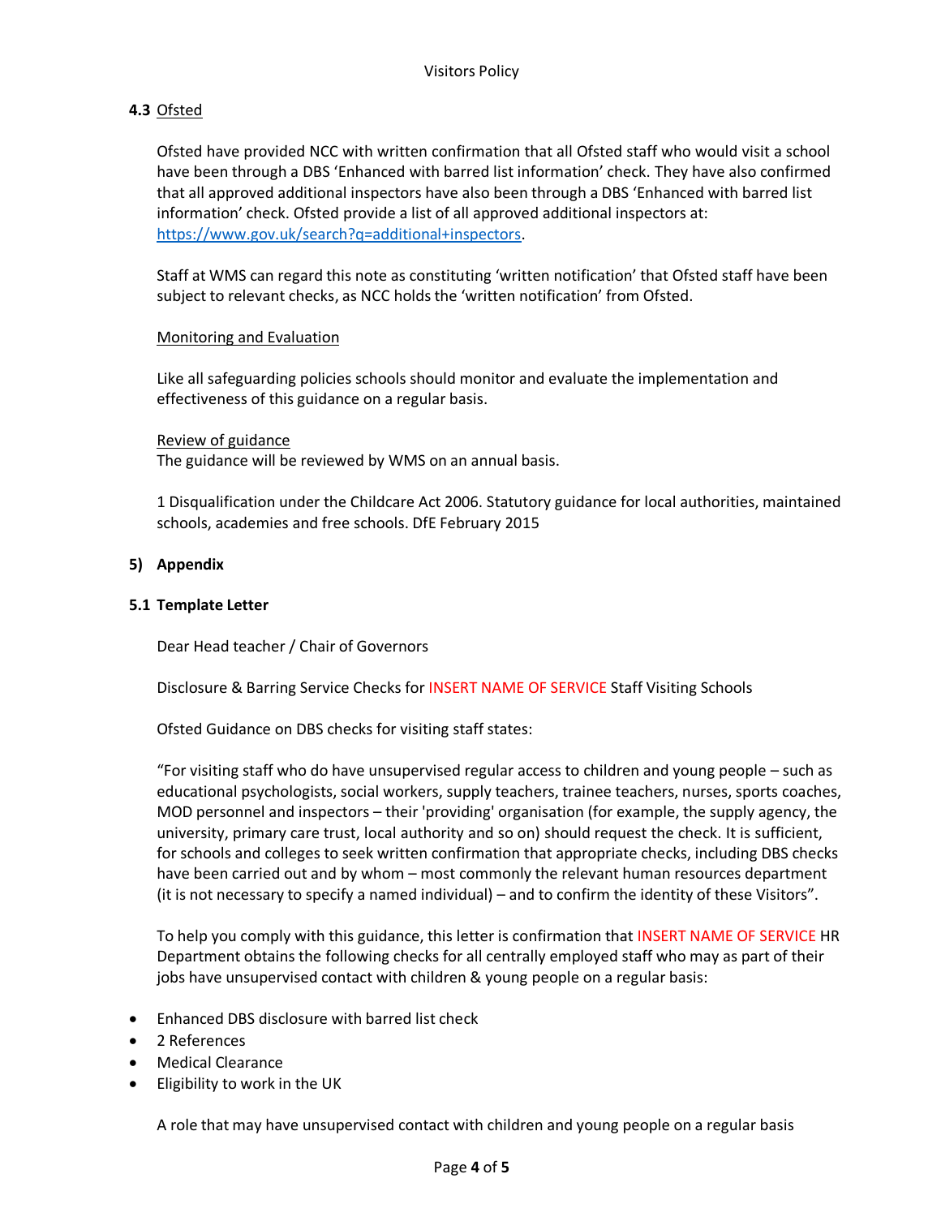### 4.3 Ofsted

Ofsted have provided NCC with written confirmation that all Ofsted staff who would visit a school have been through a DBS 'Enhanced with barred list information' check. They have also confirmed that all approved additional inspectors have also been through a DBS 'Enhanced with barred list information' check. Ofsted provide a list of all approved additional inspectors at: https://www.gov.uk/search?q=additional+inspectors.

Staff at WMS can regard this note as constituting 'written notification' that Ofsted staff have been subject to relevant checks, as NCC holds the 'written notification' from Ofsted.

Monitoring and Evaluation

Like all safeguarding policies schools should monitor and evaluate the implementation and effectiveness of this guidance on a regular basis.

Review of guidance

The guidance will be reviewed by WMS on an annual basis.

1 Disqualification under the Childcare Act 2006. Statutory guidance for local authorities, maintained schools, academies and free schools. DfE February 2015

## 5) Appendix

### 5.1 Template Letter

Dear Head teacher / Chair of Governors

Disclosure & Barring Service Checks for INSERT NAME OF SERVICE Staff Visiting Schools

Ofsted Guidance on DBS checks for visiting staff states:

"For visiting staff who do have unsupervised regular access to children and young people – such as educational psychologists, social workers, supply teachers, trainee teachers, nurses, sports coaches, MOD personnel and inspectors – their 'providing' organisation (for example, the supply agency, the university, primary care trust, local authority and so on) should request the check. It is sufficient, for schools and colleges to seek written confirmation that appropriate checks, including DBS checks have been carried out and by whom – most commonly the relevant human resources department (it is not necessary to specify a named individual) – and to confirm the identity of these Visitors".

To help you comply with this guidance, this letter is confirmation that INSERT NAME OF SERVICE HR Department obtains the following checks for all centrally employed staff who may as part of their jobs have unsupervised contact with children & young people on a regular basis:

- Enhanced DBS disclosure with barred list check
- 2 References
- Medical Clearance
- Eligibility to work in the UK

A role that may have unsupervised contact with children and young people on a regular basis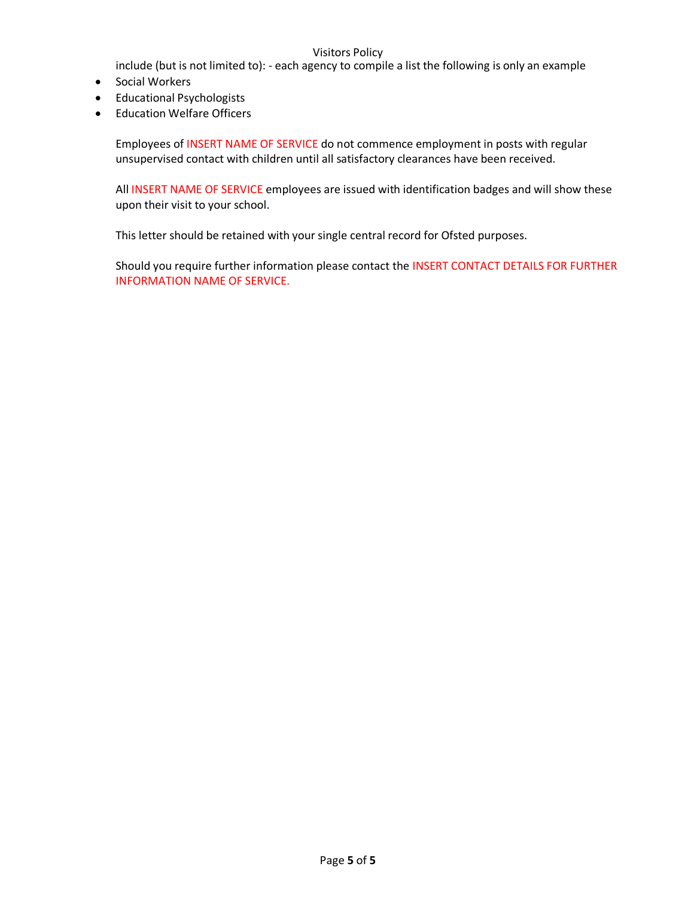include (but is not limited to): - each agency to compile a list the following is only an example

- Social Workers
- Educational Psychologists
- Education Welfare Officers

Employees of INSERT NAME OF SERVICE do not commence employment in posts with regular unsupervised contact with children until all satisfactory clearances have been received.

All INSERT NAME OF SERVICE employees are issued with identification badges and will show these upon their visit to your school.

This letter should be retained with your single central record for Ofsted purposes.

Should you require further information please contact the INSERT CONTACT DETAILS FOR FURTHER INFORMATION NAME OF SERVICE.